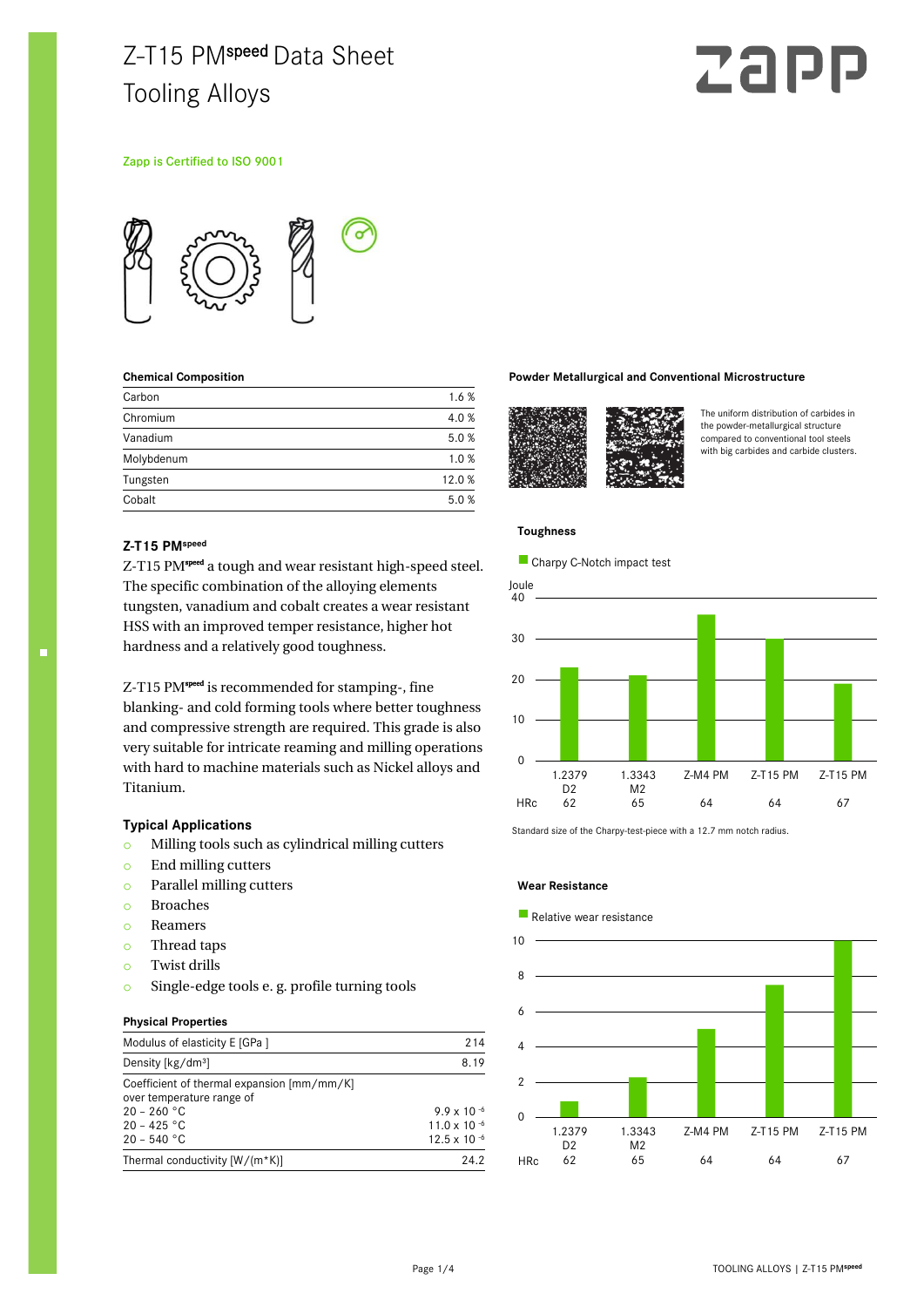# Z-T15 PM$^{speed}$ Data Sheet

## Tooling Alloys

Zapp is Certified to ISO 9001

### Chemical Composition

| Element | % |
|---|---|
| Carbon | 1.6 % |
| Chromium | 4.0 % |
| Vanadium | 5.0 % |
| Molybdenum | 1.0 % |
| Tungsten | 12.0 % |
| Cobalt | 5.0 % |

### Z-T15 PM$^{speed}$

Z-T15 PM$^{speed}$ a tough and wear resistant high-speed steel. The specific combination of the alloying elements tungsten, vanadium and cobalt creates a wear resistant HSS with an improved temper resistance, higher hot hardness and a relatively good toughness.

Z-T15 PM$^{speed}$ is recommended for stamping-, fine blanking- and cold forming tools where better toughness and compressive strength are required. This grade is also very suitable for intricate reaming and milling operations with hard to machine materials such as Nickel alloys and Titanium.

### Typical Applications

- Milling tools such as cylindrical milling cutters
- End milling cutters
- Parallel milling cutters
- Broaches
- Reamers
- Thread taps
- Twist drills
- Single-edge tools e. g. profile turning tools

### Physical Properties

| Property | Value |
|---|---|
| Modulus of elasticity E [GPa ] | 214 |
| Density [kg/dm³] | 8.19 |
| Coefficient of thermal expansion [mm/mm/K] over temperature range of | |
| 20 – 260 °C | $9.9 \times 10^{-6}$ |
| 20 – 425 °C | $11.0 \times 10^{-6}$ |
| 20 – 540 °C | $12.5 \times 10^{-6}$ |
| Thermal conductivity [W/(m*K)] | 24.2 |

### Powder Metallurgical and Conventional Microstructure

The uniform distribution of carbides in the powder-metallurgical structure compared to conventional tool steels with big carbides and carbide clusters.

### Toughness

Charpy C-Notch impact test

| | 1.2379 D2 | 1.3343 M2 | Z-M4 PM | Z-T15 PM | Z-T15 PM |
|---|---|---|---|---|---|
| HRc | 62 | 65 | 64 | 64 | 67 |

Standard size of the Charpy-test-piece with a 12.7 mm notch radius.

### Wear Resistance

Relative wear resistance

| | 1.2379 D2 | 1.3343 M2 | Z-M4 PM | Z-T15 PM | Z-T15 PM |
|---|---|---|---|---|---|
| HRc | 62 | 65 | 64 | 64 | 67 |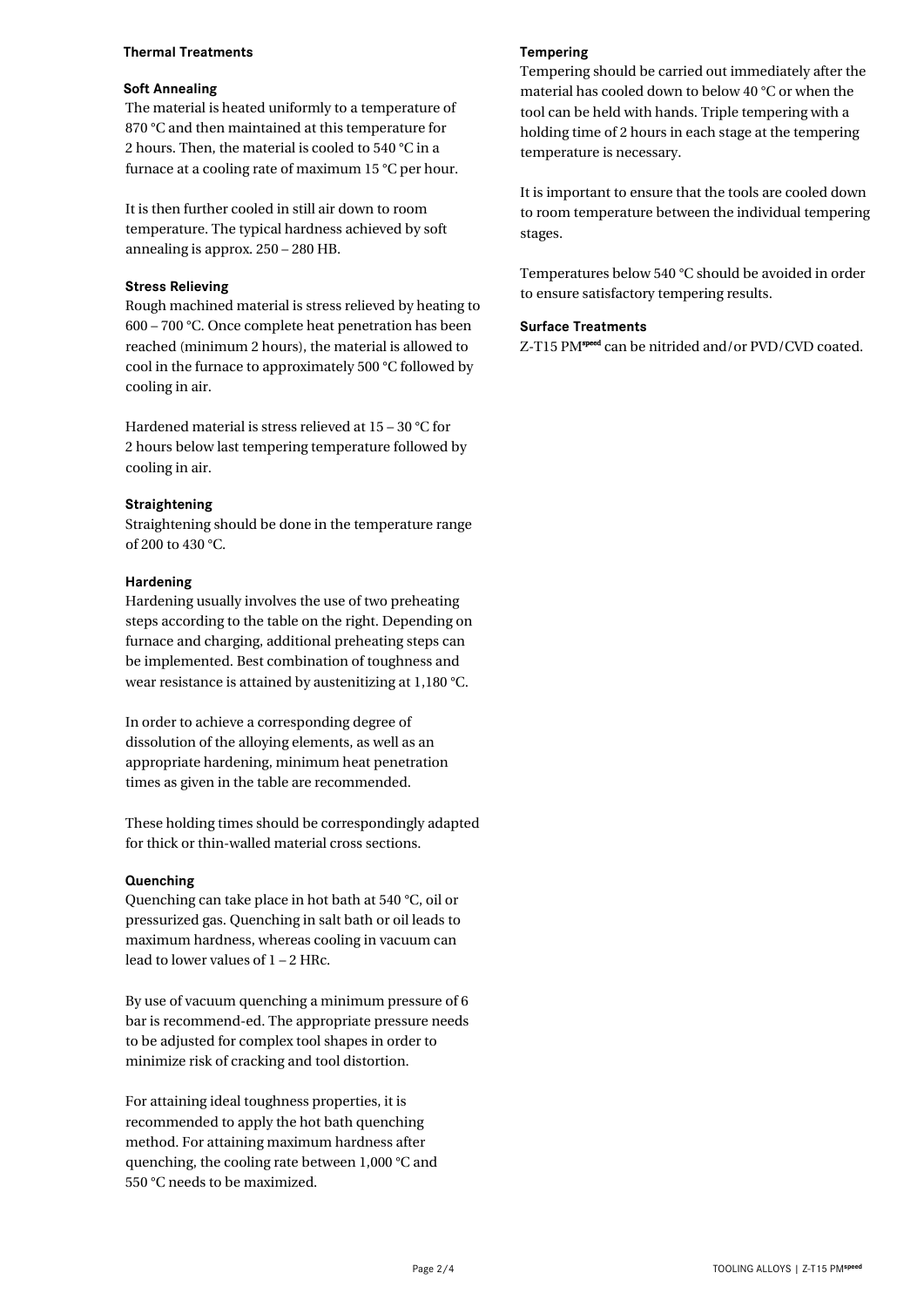## Thermal Treatments

### Soft Annealing

The material is heated uniformly to a temperature of 870 °C and then maintained at this temperature for 2 hours. Then, the material is cooled to 540 °C in a furnace at a cooling rate of maximum 15 °C per hour.

It is then further cooled in still air down to room temperature. The typical hardness achieved by soft annealing is approx. 250 – 280 HB.

### Stress Relieving

Rough machined material is stress relieved by heating to 600 – 700 °C. Once complete heat penetration has been reached (minimum 2 hours), the material is allowed to cool in the furnace to approximately 500 °C followed by cooling in air.

Hardened material is stress relieved at 15 – 30 °C for 2 hours below last tempering temperature followed by cooling in air.

### Straightening

Straightening should be done in the temperature range of 200 to 430 °C.

### Hardening

Hardening usually involves the use of two preheating steps according to the table on the right. Depending on furnace and charging, additional preheating steps can be implemented. Best combination of toughness and wear resistance is attained by austenitizing at 1,180 °C.

In order to achieve a corresponding degree of dissolution of the alloying elements, as well as an appropriate hardening, minimum heat penetration times as given in the table are recommended.

These holding times should be correspondingly adapted for thick or thin-walled material cross sections.

### Quenching

Quenching can take place in hot bath at 540 °C, oil or pressurized gas. Quenching in salt bath or oil leads to maximum hardness, whereas cooling in vacuum can lead to lower values of 1 – 2 HRc.

By use of vacuum quenching a minimum pressure of 6 bar is recommend-ed. The appropriate pressure needs to be adjusted for complex tool shapes in order to minimize risk of cracking and tool distortion.

For attaining ideal toughness properties, it is recommended to apply the hot bath quenching method. For attaining maximum hardness after quenching, the cooling rate between 1,000 °C and 550 °C needs to be maximized.

### Tempering

Tempering should be carried out immediately after the material has cooled down to below 40 °C or when the tool can be held with hands. Triple tempering with a holding time of 2 hours in each stage at the tempering temperature is necessary.

It is important to ensure that the tools are cooled down to room temperature between the individual tempering stages.

Temperatures below 540 °C should be avoided in order to ensure satisfactory tempering results.

### Surface Treatments

Z-T15 PM[speed] can be nitrided and/or PVD/CVD coated.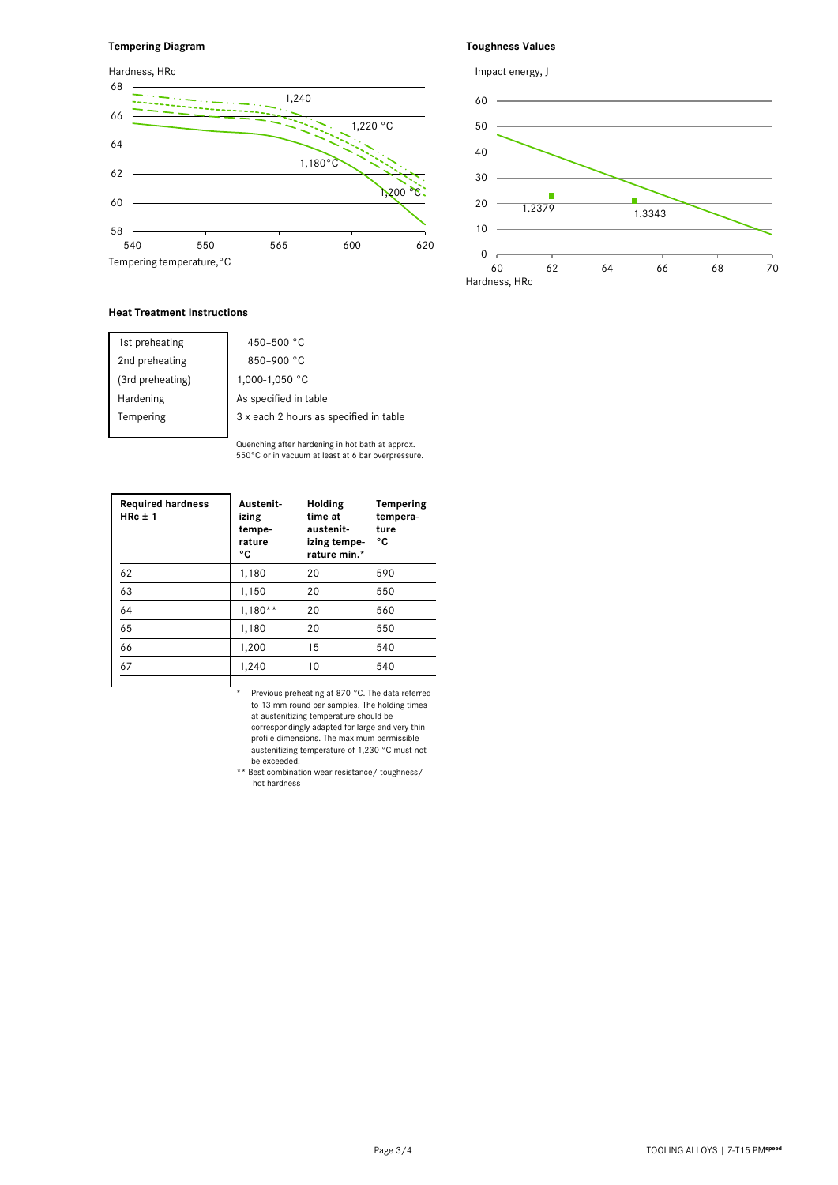**Tempering Diagram**

Hardness, HRc

68
66
64
62
60
58

540 550 565 600 620

Tempering temperature, °C

1,240
1,220 °C
1,180 °C
1,200 °C

**Toughness Values**

Impact energy, J

60
50
40
30
20
10
0

60 62 64 66 68 70

Hardness, HRc

1.2379
1.3343

**Heat Treatment Instructions**

| 1st preheating | 450–500 °C |
|---|---|
| 2nd preheating | 850–900 °C |
| (3rd preheating) | 1,000–1,050 °C |
| Hardening | As specified in table |
| Tempering | 3 x each 2 hours as specified in table |

Quenching after hardening in hot bath at approx. 550°C or in vacuum at least at 6 bar overpressure.

| **Required hardness HRc ± 1** | **Austenitizing temperature °C** | **Holding time at austenitizing temperature min.*** | **Tempering temperature °C** |
|---|---|---|---|
| 62 | 1,180 | 20 | 590 |
| 63 | 1,150 | 20 | 550 |
| 64 | 1,180** | 20 | 560 |
| 65 | 1,180 | 20 | 550 |
| 66 | 1,200 | 15 | 540 |
| 67 | 1,240 | 10 | 540 |

\* Previous preheating at 870 °C. The data referred to 13 mm round bar samples. The holding times at austenitizing temperature should be correspondingly adapted for large and very thin profile dimensions. The maximum permissible austenitizing temperature of 1,230 °C must not be exceeded.

\** Best combination wear resistance/ toughness/ hot hardness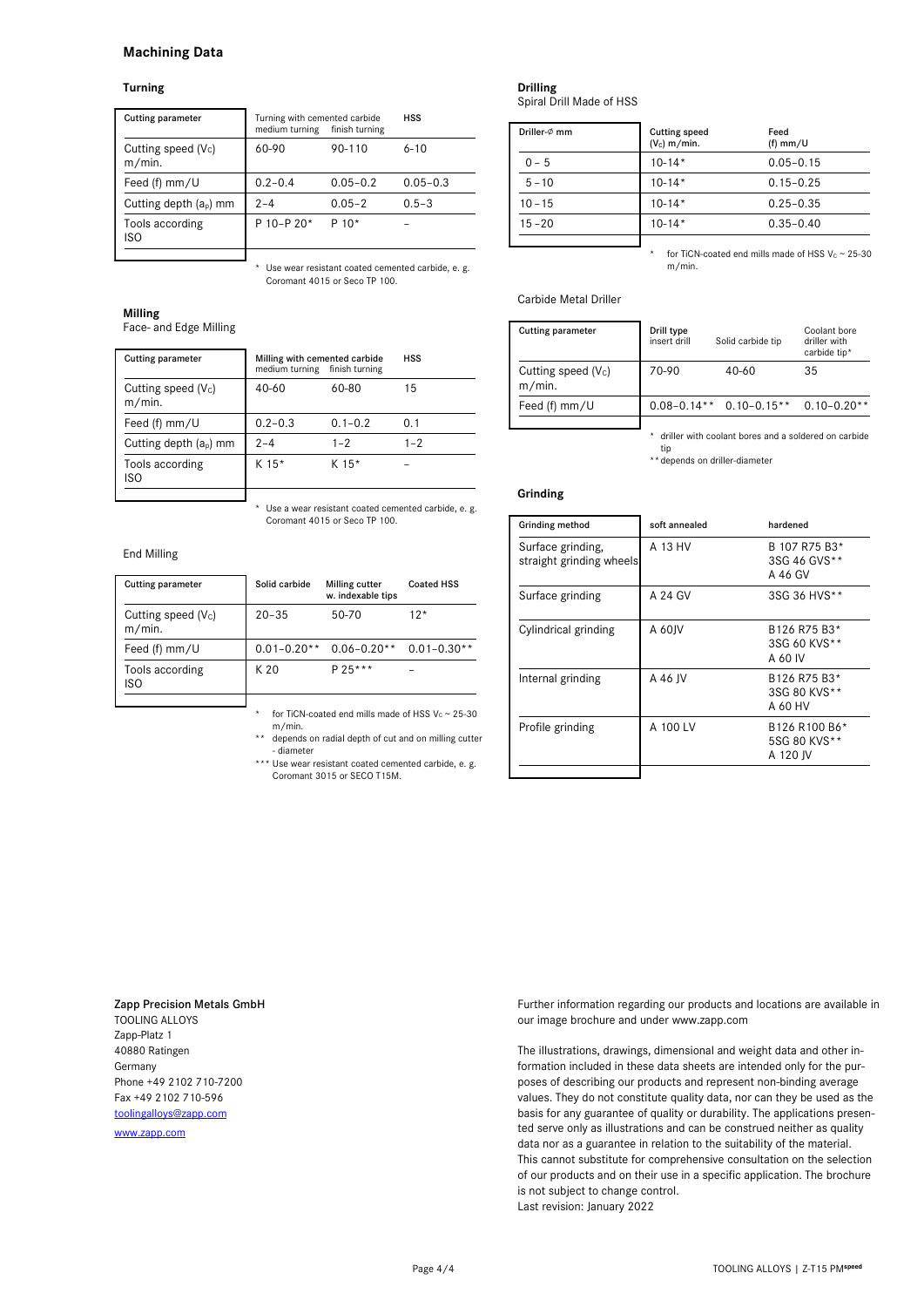## Machining Data

### Turning

| Cutting parameter | Turning with cemented carbide medium turning | finish turning | HSS |
|---|---|---|---|
| Cutting speed ($V_C$) m/min. | 60-90 | 90-110 | 6-10 |
| Feed (f) mm/U | 0.2–0.4 | 0.05–0.2 | 0.05–0.3 |
| Cutting depth ($a_p$) mm | 2–4 | 0.05–2 | 0.5–3 |
| Tools according ISO | P 10–P 20* | P 10* | – |

\* Use wear resistant coated cemented carbide, e. g. Coromant 4015 or Seco TP 100.

### Milling

Face- and Edge Milling

| Cutting parameter | Milling with cemented carbide medium turning | finish turning | HSS |
|---|---|---|---|
| Cutting speed ($V_C$) m/min. | 40-60 | 60-80 | 15 |
| Feed (f) mm/U | 0.2–0.3 | 0.1–0.2 | 0.1 |
| Cutting depth ($a_p$) mm | 2–4 | 1–2 | 1–2 |
| Tools according ISO | K 15* | K 15* | – |

\* Use a wear resistant coated cemented carbide, e. g. Coromant 4015 or Seco TP 100.

End Milling

| Cutting parameter | Solid carbide | Milling cutter w. indexable tips | Coated HSS |
|---|---|---|---|
| Cutting speed ($V_C$) m/min. | 20–35 | 50-70 | 12* |
| Feed (f) mm/U | 0.01–0.20** | 0.06–0.20** | 0.01–0.30** |
| Tools according ISO | K 20 | P 25*** | – |

\* for TiCN-coated end mills made of HSS $V_C$ ~ 25-30 m/min.
\*\* depends on radial depth of cut and on milling cutter - diameter
\*\*\* Use wear resistant coated cemented carbide, e. g. Coromant 3015 or SECO T15M.

### Drilling

Spiral Drill Made of HSS

| Driller-∅ mm | Cutting speed ($V_C$) m/min. | Feed (f) mm/U |
|---|---|---|
| 0 – 5 | 10-14* | 0.05–0.15 |
| 5 – 10 | 10-14* | 0.15–0.25 |
| 10 – 15 | 10-14* | 0.25–0.35 |
| 15 – 20 | 10-14* | 0.35–0.40 |

\* for TiCN-coated end mills made of HSS $V_C$ ~ 25-30 m/min.

Carbide Metal Driller

| Cutting parameter | Drill type insert drill | Solid carbide tip | Coolant bore driller with carbide tip* |
|---|---|---|---|
| Cutting speed ($V_C$) m/min. | 70-90 | 40-60 | 35 |
| Feed (f) mm/U | 0.08–0.14** | 0.10–0.15** | 0.10–0.20** |

\* driller with coolant bores and a soldered on carbide tip
\*\* depends on driller-diameter

### Grinding

| Grinding method | soft annealed | hardened |
|---|---|---|
| Surface grinding, straight grinding wheels | A 13 HV | B 107 R75 B3*<br>3SG 46 GVS**<br>A 46 GV |
| Surface grinding | A 24 GV | 3SG 36 HVS** |
| Cylindrical grinding | A 60JV | B126 R75 B3*<br>3SG 60 KVS**<br>A 60 IV |
| Internal grinding | A 46 JV | B126 R75 B3*<br>3SG 80 KVS**<br>A 60 HV |
| Profile grinding | A 100 LV | B126 R100 B6*<br>5SG 80 KVS**<br>A 120 JV |

**Zapp Precision Metals GmbH**
TOOLING ALLOYS
Zapp-Platz 1
40880 Ratingen
Germany
Phone +49 2102 710-7200
Fax +49 2102 710-596
toolingalloys@zapp.com
www.zapp.com

Further information regarding our products and locations are available in our image brochure and under www.zapp.com

The illustrations, drawings, dimensional and weight data and other information included in these data sheets are intended only for the purposes of describing our products and represent non-binding average values. They do not constitute quality data, nor can they be used as the basis for any guarantee of quality or durability. The applications presented serve only as illustrations and can be construed neither as quality data nor as a guarantee in relation to the suitability of the material. This cannot substitute for comprehensive consultation on the selection of our products and on their use in a specific application. The brochure is not subject to change control.
Last revision: January 2022